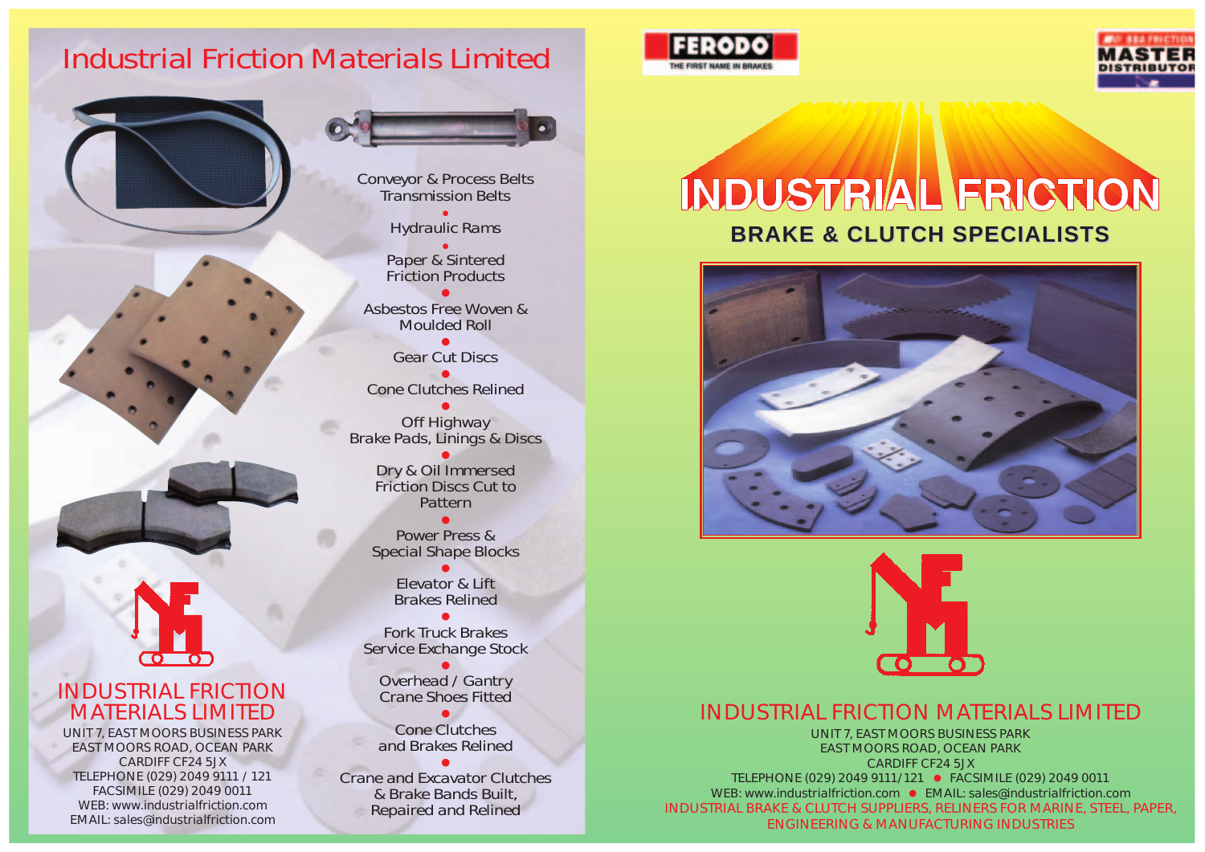# Industrial Friction Materials Limited

Conveyor & Process Belts
Transmission Belts

Hydraulic Rams

Paper & Sintered
Friction Products

Asbestos Free Woven &
Moulded Roll

Gear Cut Discs

Cone Clutches Relined

Off Highway
Brake Pads, Linings & Discs

Dry & Oil Immersed
Friction Discs Cut to
Pattern

Power Press &
Special Shape Blocks

Elevator & Lift
Brakes Relined

Fork Truck Brakes
Service Exchange Stock

Overhead / Gantry
Crane Shoes Fitted

Cone Clutches
and Brakes Relined

Crane and Excavator Clutches
& Brake Bands Built,
Repaired and Relined

## INDUSTRIAL FRICTION MATERIALS LIMITED

UNIT 7, EAST MOORS BUSINESS PARK
EAST MOORS ROAD, OCEAN PARK
CARDIFF CF24 5JX
TELEPHONE (029) 2049 9111 / 121
FACSIMILE (029) 2049 0011
WEB: www.industrialfriction.com
EMAIL: sales@industrialfriction.com

FERODO
THE FIRST NAME IN BRAKES

BBA FRICTION
MASTER DISTRIBUTOR

# INDUSTRIAL FRICTION

## BRAKE & CLUTCH SPECIALISTS

## INDUSTRIAL FRICTION MATERIALS LIMITED

UNIT 7, EAST MOORS BUSINESS PARK
EAST MOORS ROAD, OCEAN PARK
CARDIFF CF24 5JX
TELEPHONE (029) 2049 9111/121 • FACSIMILE (029) 2049 0011
WEB: www.industrialfriction.com • EMAIL: sales@ndustrialfriction.com

INDUSTRIAL BRAKE & CLUTCH SUPPLIERS, RELINERS FOR MARINE, STEEL, PAPER, ENGINEERING & MANUFACTURING INDUSTRIES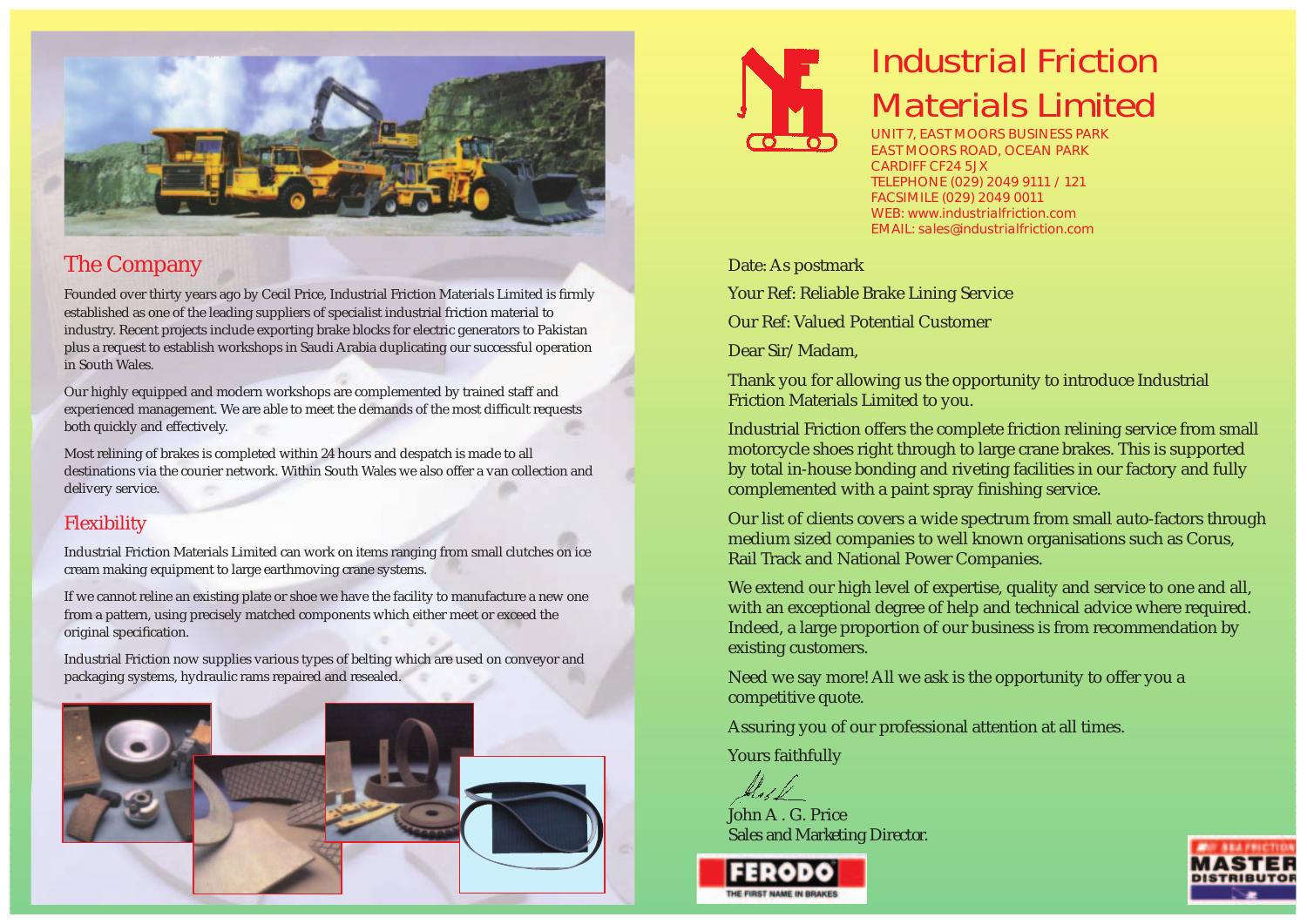## The Company

Founded over thirty years ago by Cecil Price, Industrial Friction Materials Limited is firmly established as one of the leading suppliers of specialist industrial friction material to industry. Recent projects include exporting brake blocks for electric generators to Pakistan plus a request to establish workshops in Saudi Arabia duplicating our successful operation in South Wales.

Our highly equipped and modern workshops are complemented by trained staff and experienced management. We are able to meet the demands of the most difficult requests both quickly and effectively.

Most relining of brakes is completed within 24 hours and despatch is made to all destinations via the courier network. Within South Wales we also offer a van collection and delivery service.

## Flexibility

Industrial Friction Materials Limited can work on items ranging from small clutches on ice cream making equipment to large earthmoving crane systems.

If we cannot reline an existing plate or shoe we have the facility to manufacture a new one from a pattern, using precisely matched components which either meet or exceed the original specification.

Industrial Friction now supplies various types of belting which are used on conveyor and packaging systems, hydraulic rams repaired and resealed.

# Industrial Friction Materials Limited

UNIT 7, EAST MOORS BUSINESS PARK
EAST MOORS ROAD, OCEAN PARK
CARDIFF CF24 5JX
TELEPHONE (029) 2049 9111 / 121
FACSIMILE (029) 2049 0011
WEB: www.industrialfriction.com
EMAIL: sales@industrialfriction.com

Date: As postmark

Your Ref: Reliable Brake Lining Service

Our Ref: Valued Potential Customer

Dear Sir/ Madam,

Thank you for allowing us the opportunity to introduce Industrial Friction Materials Limited to you.

Industrial Friction offers the complete friction relining service from small motorcycle shoes right through to large crane brakes. This is supported by total in-house bonding and riveting facilities in our factory and fully complemented with a paint spray finishing service.

Our list of clients covers a wide spectrum from small auto-factors through medium sized companies to well known organisations such as Corus, Rail Track and National Power Companies.

We extend our high level of expertise, quality and service to one and all, with an exceptional degree of help and technical advice where required. Indeed, a large proportion of our business is from recommendation by existing customers.

Need we say more! All we ask is the opportunity to offer you a competitive quote.

Assuring you of our professional attention at all times.

Yours faithfully

John A . G. Price
Sales and Marketing Director.

FERODO
THE FIRST NAME IN BRAKES

BBA FRICTION
MASTER DISTRIBUTOR